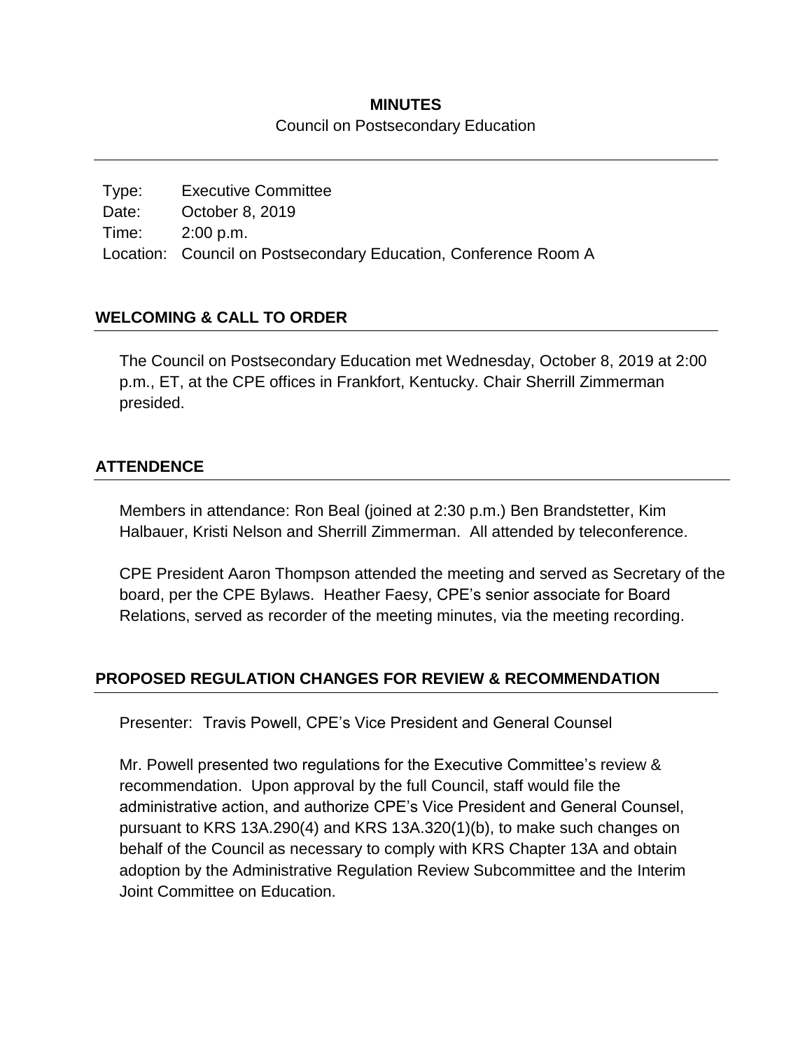**MINUTES**

Council on Postsecondary Education

Type: Executive Committee
Date: October 8, 2019
Time: 2:00 p.m.
Location: Council on Postsecondary Education, Conference Room A

## WELCOMING & CALL TO ORDER

The Council on Postsecondary Education met Wednesday, October 8, 2019 at 2:00 p.m., ET, at the CPE offices in Frankfort, Kentucky. Chair Sherrill Zimmerman presided.

## ATTENDENCE

Members in attendance: Ron Beal (joined at 2:30 p.m.) Ben Brandstetter, Kim Halbauer, Kristi Nelson and Sherrill Zimmerman. All attended by teleconference.

CPE President Aaron Thompson attended the meeting and served as Secretary of the board, per the CPE Bylaws. Heather Faesy, CPE's senior associate for Board Relations, served as recorder of the meeting minutes, via the meeting recording.

## PROPOSED REGULATION CHANGES FOR REVIEW & RECOMMENDATION

Presenter: Travis Powell, CPE's Vice President and General Counsel

Mr. Powell presented two regulations for the Executive Committee's review & recommendation. Upon approval by the full Council, staff would file the administrative action, and authorize CPE's Vice President and General Counsel, pursuant to KRS 13A.290(4) and KRS 13A.320(1)(b), to make such changes on behalf of the Council as necessary to comply with KRS Chapter 13A and obtain adoption by the Administrative Regulation Review Subcommittee and the Interim Joint Committee on Education.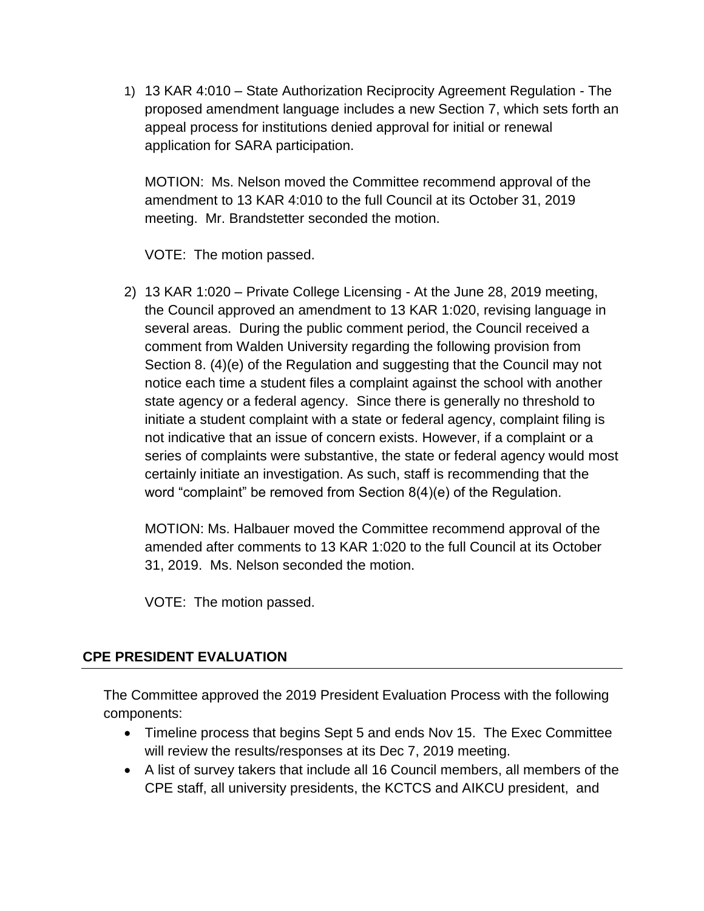1) 13 KAR 4:010 – State Authorization Reciprocity Agreement Regulation - The proposed amendment language includes a new Section 7, which sets forth an appeal process for institutions denied approval for initial or renewal application for SARA participation.

   MOTION: Ms. Nelson moved the Committee recommend approval of the amendment to 13 KAR 4:010 to the full Council at its October 31, 2019 meeting. Mr. Brandstetter seconded the motion.

   VOTE: The motion passed.

2) 13 KAR 1:020 – Private College Licensing - At the June 28, 2019 meeting, the Council approved an amendment to 13 KAR 1:020, revising language in several areas. During the public comment period, the Council received a comment from Walden University regarding the following provision from Section 8. (4)(e) of the Regulation and suggesting that the Council may not notice each time a student files a complaint against the school with another state agency or a federal agency. Since there is generally no threshold to initiate a student complaint with a state or federal agency, complaint filing is not indicative that an issue of concern exists. However, if a complaint or a series of complaints were substantive, the state or federal agency would most certainly initiate an investigation. As such, staff is recommending that the word "complaint" be removed from Section 8(4)(e) of the Regulation.

   MOTION: Ms. Halbauer moved the Committee recommend approval of the amended after comments to 13 KAR 1:020 to the full Council at its October 31, 2019. Ms. Nelson seconded the motion.

   VOTE: The motion passed.

## CPE PRESIDENT EVALUATION

The Committee approved the 2019 President Evaluation Process with the following components:

- Timeline process that begins Sept 5 and ends Nov 15. The Exec Committee will review the results/responses at its Dec 7, 2019 meeting.
- A list of survey takers that include all 16 Council members, all members of the CPE staff, all university presidents, the KCTCS and AIKCU president, and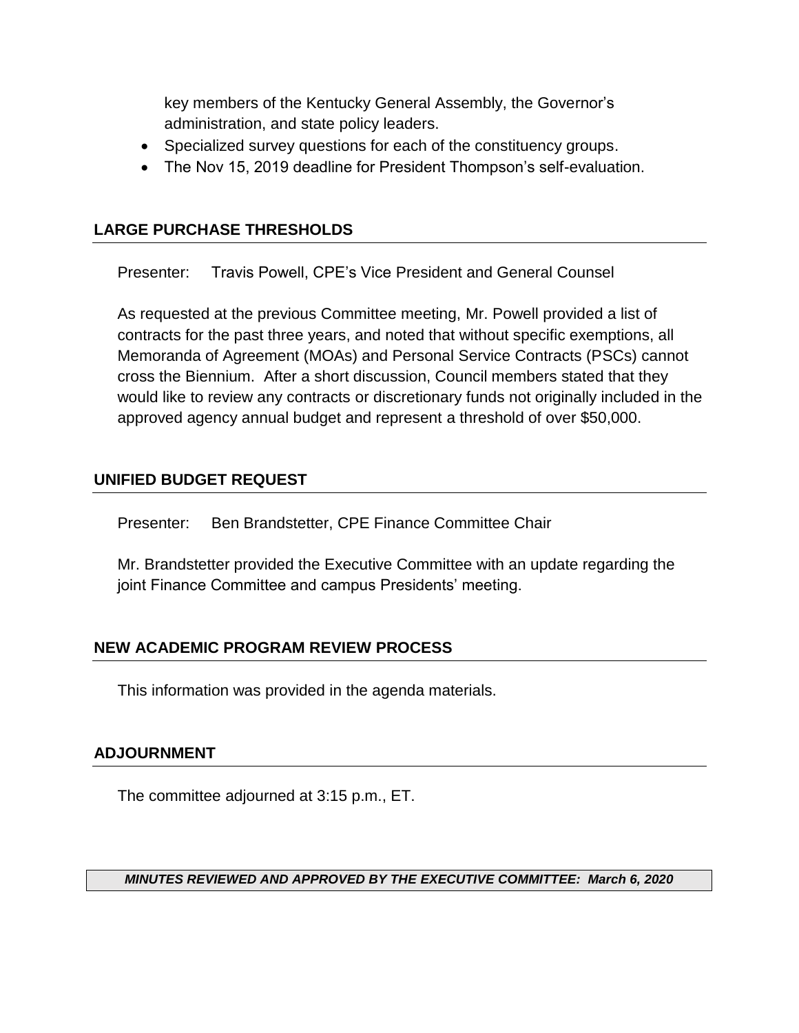key members of the Kentucky General Assembly, the Governor's administration, and state policy leaders.

- Specialized survey questions for each of the constituency groups.
- The Nov 15, 2019 deadline for President Thompson's self-evaluation.

## LARGE PURCHASE THRESHOLDS

Presenter: Travis Powell, CPE's Vice President and General Counsel

As requested at the previous Committee meeting, Mr. Powell provided a list of contracts for the past three years, and noted that without specific exemptions, all Memoranda of Agreement (MOAs) and Personal Service Contracts (PSCs) cannot cross the Biennium. After a short discussion, Council members stated that they would like to review any contracts or discretionary funds not originally included in the approved agency annual budget and represent a threshold of over $50,000.

## UNIFIED BUDGET REQUEST

Presenter: Ben Brandstetter, CPE Finance Committee Chair

Mr. Brandstetter provided the Executive Committee with an update regarding the joint Finance Committee and campus Presidents' meeting.

## NEW ACADEMIC PROGRAM REVIEW PROCESS

This information was provided in the agenda materials.

## ADJOURNMENT

The committee adjourned at 3:15 p.m., ET.

***MINUTES REVIEWED AND APPROVED BY THE EXECUTIVE COMMITTEE: March 6, 2020***